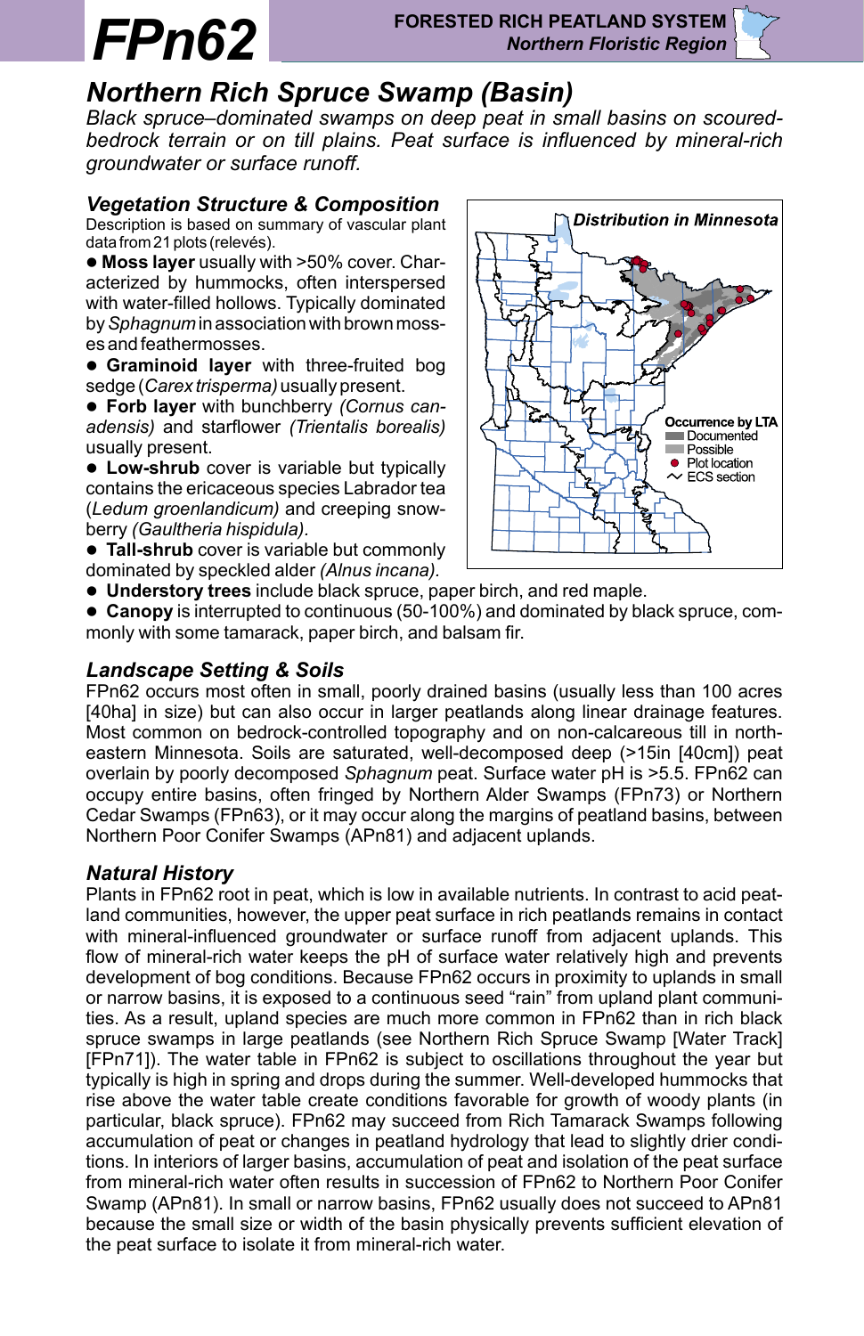# FPn62

**FORESTED RICH PEATLAND SYSTEM**
***Northern Floristic Region***

## *Northern Rich Spruce Swamp (Basin)*

*Black spruce–dominated swamps on deep peat in small basins on scoured-bedrock terrain or on till plains. Peat surface is influenced by mineral-rich groundwater or surface runoff.*

### *Vegetation Structure & Composition*

Description is based on summary of vascular plant data from 21 plots (relevés).

- **Moss layer** usually with >50% cover. Characterized by hummocks, often interspersed with water-filled hollows. Typically dominated by *Sphagnum* in association with brown mosses and feathermosses.
- **Graminoid layer** with three-fruited bog sedge (*Carex trisperma)* usually present.
- **Forb layer** with bunchberry *(Cornus canadensis)* and starflower *(Trientalis borealis)* usually present.
- **Low-shrub** cover is variable but typically contains the ericaceous species Labrador tea (*Ledum groenlandicum)* and creeping snowberry *(Gaultheria hispidula)*.
- **Tall-shrub** cover is variable but commonly dominated by speckled alder *(Alnus incana)*.
- **Understory trees** include black spruce, paper birch, and red maple.
- **Canopy** is interrupted to continuous (50-100%) and dominated by black spruce, commonly with some tamarack, paper birch, and balsam fir.

***Distribution in Minnesota***

Occurrence by LTA
- Documented
- Possible
- Plot location
- ECS section

### *Landscape Setting & Soils*

FPn62 occurs most often in small, poorly drained basins (usually less than 100 acres [40ha] in size) but can also occur in larger peatlands along linear drainage features. Most common on bedrock-controlled topography and on non-calcareous till in northeastern Minnesota. Soils are saturated, well-decomposed deep (>15in [40cm]) peat overlain by poorly decomposed *Sphagnum* peat. Surface water pH is >5.5. FPn62 can occupy entire basins, often fringed by Northern Alder Swamps (FPn73) or Northern Cedar Swamps (FPn63), or it may occur along the margins of peatland basins, between Northern Poor Conifer Swamps (APn81) and adjacent uplands.

### *Natural History*

Plants in FPn62 root in peat, which is low in available nutrients. In contrast to acid peatland communities, however, the upper peat surface in rich peatlands remains in contact with mineral-influenced groundwater or surface runoff from adjacent uplands. This flow of mineral-rich water keeps the pH of surface water relatively high and prevents development of bog conditions. Because FPn62 occurs in proximity to uplands in small or narrow basins, it is exposed to a continuous seed "rain" from upland plant communities. As a result, upland species are much more common in FPn62 than in rich black spruce swamps in large peatlands (see Northern Rich Spruce Swamp [Water Track] [FPn71]). The water table in FPn62 is subject to oscillations throughout the year but typically is high in spring and drops during the summer. Well-developed hummocks that rise above the water table create conditions favorable for growth of woody plants (in particular, black spruce). FPn62 may succeed from Rich Tamarack Swamps following accumulation of peat or changes in peatland hydrology that lead to slightly drier conditions. In interiors of larger basins, accumulation of peat and isolation of the peat surface from mineral-rich water often results in succession of FPn62 to Northern Poor Conifer Swamp (APn81). In small or narrow basins, FPn62 usually does not succeed to APn81 because the small size or width of the basin physically prevents sufficient elevation of the peat surface to isolate it from mineral-rich water.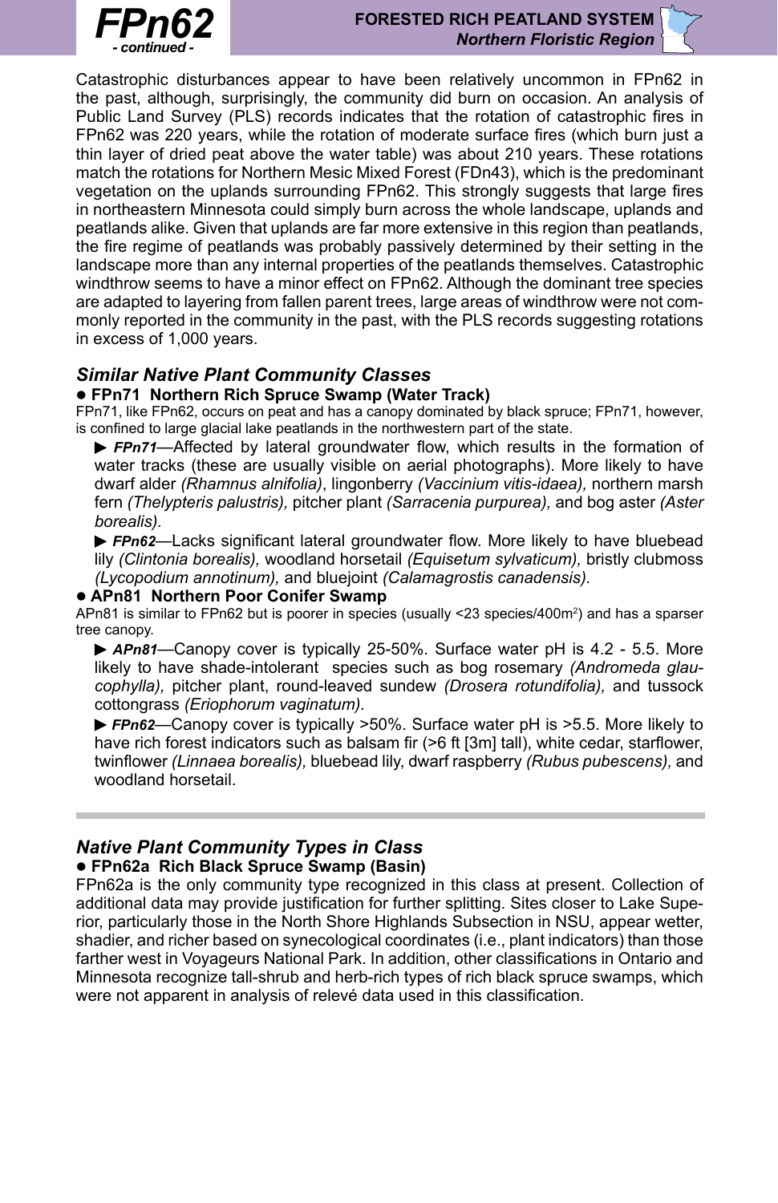Catastrophic disturbances appear to have been relatively uncommon in FPn62 in the past, although, surprisingly, the community did burn on occasion. An analysis of Public Land Survey (PLS) records indicates that the rotation of catastrophic fires in FPn62 was 220 years, while the rotation of moderate surface fires (which burn just a thin layer of dried peat above the water table) was about 210 years. These rotations match the rotations for Northern Mesic Mixed Forest (FDn43), which is the predominant vegetation on the uplands surrounding FPn62. This strongly suggests that large fires in northeastern Minnesota could simply burn across the whole landscape, uplands and peatlands alike. Given that uplands are far more extensive in this region than peatlands, the fire regime of peatlands was probably passively determined by their setting in the landscape more than any internal properties of the peatlands themselves. Catastrophic windthrow seems to have a minor effect on FPn62. Although the dominant tree species are adapted to layering from fallen parent trees, large areas of windthrow were not commonly reported in the community in the past, with the PLS records suggesting rotations in excess of 1,000 years.

## *Similar Native Plant Community Classes*

- **FPn71 Northern Rich Spruce Swamp (Water Track)**

FPn71, like FPn62, occurs on peat and has a canopy dominated by black spruce; FPn71, however, is confined to large glacial lake peatlands in the northwestern part of the state.

▶ ***FPn71***—Affected by lateral groundwater flow, which results in the formation of water tracks (these are usually visible on aerial photographs). More likely to have dwarf alder *(Rhamnus alnifolia)*, lingonberry *(Vaccinium vitis-idaea),* northern marsh fern *(Thelypteris palustris),* pitcher plant *(Sarracenia purpurea),* and bog aster *(Aster borealis).*

▶ ***FPn62***—Lacks significant lateral groundwater flow. More likely to have bluebead lily *(Clintonia borealis),* woodland horsetail *(Equisetum sylvaticum),* bristly clubmoss *(Lycopodium annotinum),* and bluejoint *(Calamagrostis canadensis).*

- **APn81 Northern Poor Conifer Swamp**

APn81 is similar to FPn62 but is poorer in species (usually <23 species/400m$^2$) and has a sparser tree canopy.

▶ ***APn81***—Canopy cover is typically 25-50%. Surface water pH is 4.2 - 5.5. More likely to have shade-intolerant species such as bog rosemary *(Andromeda glaucophylla),* pitcher plant, round-leaved sundew *(Drosera rotundifolia),* and tussock cottongrass *(Eriophorum vaginatum).*

▶ ***FPn62***—Canopy cover is typically >50%. Surface water pH is >5.5. More likely to have rich forest indicators such as balsam fir (>6 ft [3m] tall), white cedar, starflower, twinflower *(Linnaea borealis),* bluebead lily, dwarf raspberry *(Rubus pubescens),* and woodland horsetail.

## *Native Plant Community Types in Class*

- **FPn62a Rich Black Spruce Swamp (Basin)**

FPn62a is the only community type recognized in this class at present. Collection of additional data may provide justification for further splitting. Sites closer to Lake Superior, particularly those in the North Shore Highlands Subsection in NSU, appear wetter, shadier, and richer based on synecological coordinates (i.e., plant indicators) than those farther west in Voyageurs National Park. In addition, other classifications in Ontario and Minnesota recognize tall-shrub and herb-rich types of rich black spruce swamps, which were not apparent in analysis of relevé data used in this classification.